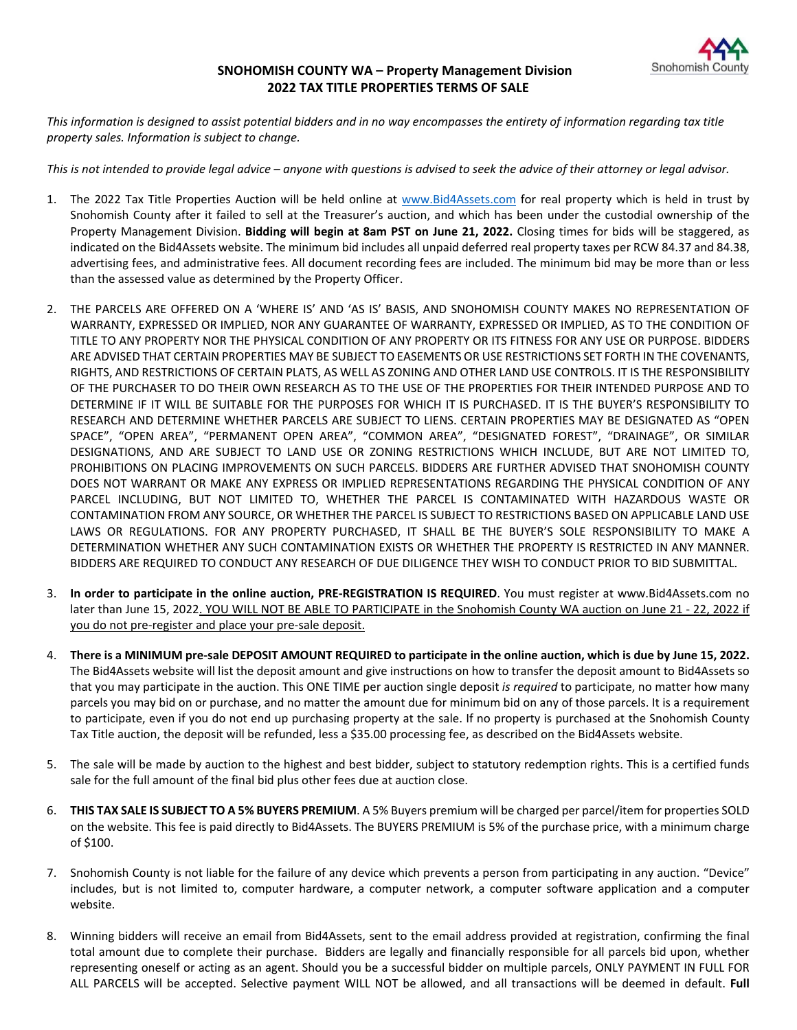## SNOHOMISH COUNTY WA – Property Management Division
## 2022 TAX TITLE PROPERTIES TERMS OF SALE

*This information is designed to assist potential bidders and in no way encompasses the entirety of information regarding tax title property sales. Information is subject to change.*

*This is not intended to provide legal advice – anyone with questions is advised to seek the advice of their attorney or legal advisor.*

1. The 2022 Tax Title Properties Auction will be held online at www.Bid4Assets.com for real property which is held in trust by Snohomish County after it failed to sell at the Treasurer's auction, and which has been under the custodial ownership of the Property Management Division. **Bidding will begin at 8am PST on June 21, 2022.** Closing times for bids will be staggered, as indicated on the Bid4Assets website. The minimum bid includes all unpaid deferred real property taxes per RCW 84.37 and 84.38, advertising fees, and administrative fees. All document recording fees are included. The minimum bid may be more than or less than the assessed value as determined by the Property Officer.

2. THE PARCELS ARE OFFERED ON A 'WHERE IS' AND 'AS IS' BASIS, AND SNOHOMISH COUNTY MAKES NO REPRESENTATION OF WARRANTY, EXPRESSED OR IMPLIED, NOR ANY GUARANTEE OF WARRANTY, EXPRESSED OR IMPLIED, AS TO THE CONDITION OF TITLE TO ANY PROPERTY NOR THE PHYSICAL CONDITION OF ANY PROPERTY OR ITS FITNESS FOR ANY USE OR PURPOSE. BIDDERS ARE ADVISED THAT CERTAIN PROPERTIES MAY BE SUBJECT TO EASEMENTS OR USE RESTRICTIONS SET FORTH IN THE COVENANTS, RIGHTS, AND RESTRICTIONS OF CERTAIN PLATS, AS WELL AS ZONING AND OTHER LAND USE CONTROLS. IT IS THE RESPONSIBILITY OF THE PURCHASER TO DO THEIR OWN RESEARCH AS TO THE USE OF THE PROPERTIES FOR THEIR INTENDED PURPOSE AND TO DETERMINE IF IT WILL BE SUITABLE FOR THE PURPOSES FOR WHICH IT IS PURCHASED. IT IS THE BUYER'S RESPONSIBILITY TO RESEARCH AND DETERMINE WHETHER PARCELS ARE SUBJECT TO LIENS. CERTAIN PROPERTIES MAY BE DESIGNATED AS "OPEN SPACE", "OPEN AREA", "PERMANENT OPEN AREA", "COMMON AREA", "DESIGNATED FOREST", "DRAINAGE", OR SIMILAR DESIGNATIONS, AND ARE SUBJECT TO LAND USE OR ZONING RESTRICTIONS WHICH INCLUDE, BUT ARE NOT LIMITED TO, PROHIBITIONS ON PLACING IMPROVEMENTS ON SUCH PARCELS. BIDDERS ARE FURTHER ADVISED THAT SNOHOMISH COUNTY DOES NOT WARRANT OR MAKE ANY EXPRESS OR IMPLIED REPRESENTATIONS REGARDING THE PHYSICAL CONDITION OF ANY PARCEL INCLUDING, BUT NOT LIMITED TO, WHETHER THE PARCEL IS CONTAMINATED WITH HAZARDOUS WASTE OR CONTAMINATION FROM ANY SOURCE, OR WHETHER THE PARCEL IS SUBJECT TO RESTRICTIONS BASED ON APPLICABLE LAND USE LAWS OR REGULATIONS. FOR ANY PROPERTY PURCHASED, IT SHALL BE THE BUYER'S SOLE RESPONSIBILITY TO MAKE A DETERMINATION WHETHER ANY SUCH CONTAMINATION EXISTS OR WHETHER THE PROPERTY IS RESTRICTED IN ANY MANNER. BIDDERS ARE REQUIRED TO CONDUCT ANY RESEARCH OF DUE DILIGENCE THEY WISH TO CONDUCT PRIOR TO BID SUBMITTAL.

3. **In order to participate in the online auction, PRE-REGISTRATION IS REQUIRED**. You must register at www.Bid4Assets.com no later than June 15, 2022. YOU WILL NOT BE ABLE TO PARTICIPATE in the Snohomish County WA auction on June 21 - 22, 2022 if you do not pre-register and place your pre-sale deposit.

4. **There is a MINIMUM pre-sale DEPOSIT AMOUNT REQUIRED to participate in the online auction, which is due by June 15, 2022.** The Bid4Assets website will list the deposit amount and give instructions on how to transfer the deposit amount to Bid4Assets so that you may participate in the auction. This ONE TIME per auction single deposit *is required* to participate, no matter how many parcels you may bid on or purchase, and no matter the amount due for minimum bid on any of those parcels. It is a requirement to participate, even if you do not end up purchasing property at the sale. If no property is purchased at the Snohomish County Tax Title auction, the deposit will be refunded, less a $35.00 processing fee, as described on the Bid4Assets website.

5. The sale will be made by auction to the highest and best bidder, subject to statutory redemption rights. This is a certified funds sale for the full amount of the final bid plus other fees due at auction close.

6. **THIS TAX SALE IS SUBJECT TO A 5% BUYERS PREMIUM**. A 5% Buyers premium will be charged per parcel/item for properties SOLD on the website. This fee is paid directly to Bid4Assets. The BUYERS PREMIUM is 5% of the purchase price, with a minimum charge of $100.

7. Snohomish County is not liable for the failure of any device which prevents a person from participating in any auction. "Device" includes, but is not limited to, computer hardware, a computer network, a computer software application and a computer website.

8. Winning bidders will receive an email from Bid4Assets, sent to the email address provided at registration, confirming the final total amount due to complete their purchase. Bidders are legally and financially responsible for all parcels bid upon, whether representing oneself or acting as an agent. Should you be a successful bidder on multiple parcels, ONLY PAYMENT IN FULL FOR ALL PARCELS will be accepted. Selective payment WILL NOT be allowed, and all transactions will be deemed in default. **Full**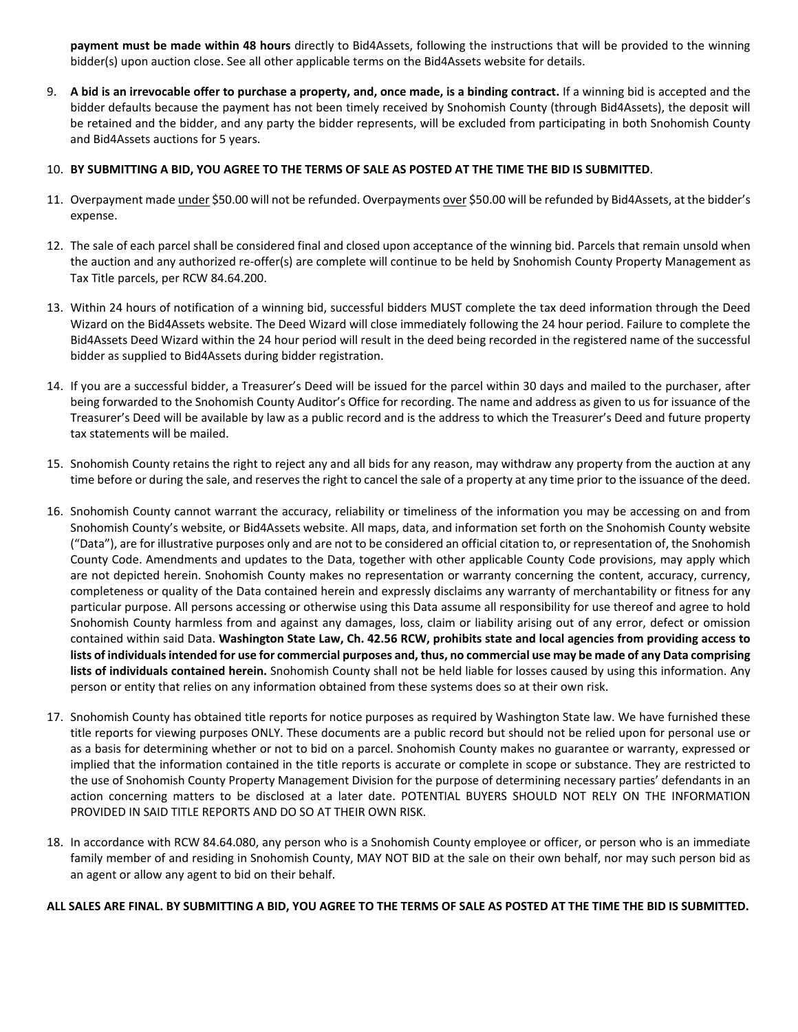**payment must be made within 48 hours** directly to Bid4Assets, following the instructions that will be provided to the winning bidder(s) upon auction close. See all other applicable terms on the Bid4Assets website for details.

9. **A bid is an irrevocable offer to purchase a property, and, once made, is a binding contract.** If a winning bid is accepted and the bidder defaults because the payment has not been timely received by Snohomish County (through Bid4Assets), the deposit will be retained and the bidder, and any party the bidder represents, will be excluded from participating in both Snohomish County and Bid4Assets auctions for 5 years.

10. **BY SUBMITTING A BID, YOU AGREE TO THE TERMS OF SALE AS POSTED AT THE TIME THE BID IS SUBMITTED**.

11. Overpayment made under $50.00 will not be refunded. Overpayments over $50.00 will be refunded by Bid4Assets, at the bidder's expense.

12. The sale of each parcel shall be considered final and closed upon acceptance of the winning bid. Parcels that remain unsold when the auction and any authorized re-offer(s) are complete will continue to be held by Snohomish County Property Management as Tax Title parcels, per RCW 84.64.200.

13. Within 24 hours of notification of a winning bid, successful bidders MUST complete the tax deed information through the Deed Wizard on the Bid4Assets website. The Deed Wizard will close immediately following the 24 hour period. Failure to complete the Bid4Assets Deed Wizard within the 24 hour period will result in the deed being recorded in the registered name of the successful bidder as supplied to Bid4Assets during bidder registration.

14. If you are a successful bidder, a Treasurer's Deed will be issued for the parcel within 30 days and mailed to the purchaser, after being forwarded to the Snohomish County Auditor's Office for recording. The name and address as given to us for issuance of the Treasurer's Deed will be available by law as a public record and is the address to which the Treasurer's Deed and future property tax statements will be mailed.

15. Snohomish County retains the right to reject any and all bids for any reason, may withdraw any property from the auction at any time before or during the sale, and reserves the right to cancel the sale of a property at any time prior to the issuance of the deed.

16. Snohomish County cannot warrant the accuracy, reliability or timeliness of the information you may be accessing on and from Snohomish County's website, or Bid4Assets website. All maps, data, and information set forth on the Snohomish County website ("Data"), are for illustrative purposes only and are not to be considered an official citation to, or representation of, the Snohomish County Code. Amendments and updates to the Data, together with other applicable County Code provisions, may apply which are not depicted herein. Snohomish County makes no representation or warranty concerning the content, accuracy, currency, completeness or quality of the Data contained herein and expressly disclaims any warranty of merchantability or fitness for any particular purpose. All persons accessing or otherwise using this Data assume all responsibility for use thereof and agree to hold Snohomish County harmless from and against any damages, loss, claim or liability arising out of any error, defect or omission contained within said Data. **Washington State Law, Ch. 42.56 RCW, prohibits state and local agencies from providing access to lists of individuals intended for use for commercial purposes and, thus, no commercial use may be made of any Data comprising lists of individuals contained herein.** Snohomish County shall not be held liable for losses caused by using this information. Any person or entity that relies on any information obtained from these systems does so at their own risk.

17. Snohomish County has obtained title reports for notice purposes as required by Washington State law. We have furnished these title reports for viewing purposes ONLY. These documents are a public record but should not be relied upon for personal use or as a basis for determining whether or not to bid on a parcel. Snohomish County makes no guarantee or warranty, expressed or implied that the information contained in the title reports is accurate or complete in scope or substance. They are restricted to the use of Snohomish County Property Management Division for the purpose of determining necessary parties' defendants in an action concerning matters to be disclosed at a later date. POTENTIAL BUYERS SHOULD NOT RELY ON THE INFORMATION PROVIDED IN SAID TITLE REPORTS AND DO SO AT THEIR OWN RISK.

18. In accordance with RCW 84.64.080, any person who is a Snohomish County employee or officer, or person who is an immediate family member of and residing in Snohomish County, MAY NOT BID at the sale on their own behalf, nor may such person bid as an agent or allow any agent to bid on their behalf.

**ALL SALES ARE FINAL. BY SUBMITTING A BID, YOU AGREE TO THE TERMS OF SALE AS POSTED AT THE TIME THE BID IS SUBMITTED.**